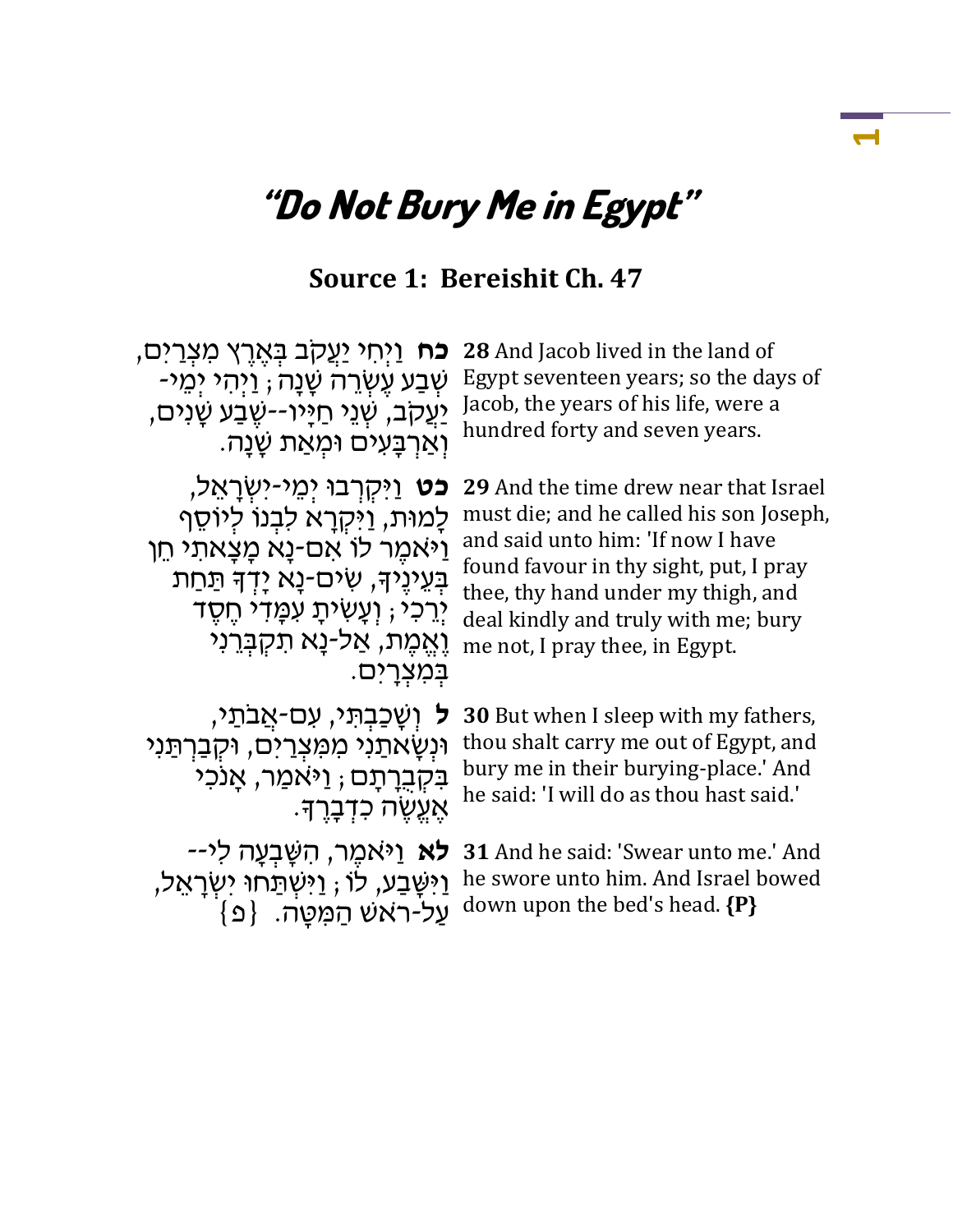# "Do Not Bury Me in Egypt"

## Source 1: Bereishit Ch. 47

| | |
|---|---|
| **כח** וַיְחִי יַעֲקֹב בְּאֶרֶץ מִצְרַיִם, שְׁבַע עֶשְׂרֵה שָׁנָה; וַיְהִי יְמֵי-יַעֲקֹב, שְׁנֵי חַיָּיו--שֶׁבַע שָׁנִים, וְאַרְבָּעִים וּמְאַת שָׁנָה. | **28** And Jacob lived in the land of Egypt seventeen years; so the days of Jacob, the years of his life, were a hundred forty and seven years. |
| **כט** וַיִּקְרְבוּ יְמֵי-יִשְׂרָאֵל, לָמוּת, וַיִּקְרָא לִבְנוֹ לְיוֹסֵף וַיֹּאמֶר לוֹ אִם-נָא מָצָאתִי חֵן בְּעֵינֶיךָ, שִׂים-נָא יָדְךָ תַּחַת יְרֵכִי; וְעָשִׂיתָ עִמָּדִי חֶסֶד וֶאֱמֶת, אַל-נָא תִקְבְּרֵנִי בְּמִצְרָיִם. | **29** And the time drew near that Israel must die; and he called his son Joseph, and said unto him: 'If now I have found favour in thy sight, put, I pray thee, thy hand under my thigh, and deal kindly and truly with me; bury me not, I pray thee, in Egypt. |
| **ל** וְשָׁכַבְתִּי, עִם-אֲבֹתַי, וּנְשָׂאתַנִי מִמִּצְרַיִם, וּקְבַרְתַּנִי בִּקְבֻרָתָם; וַיֹּאמַר, אָנֹכִי אֶעֱשֶׂה כִדְבָרֶךָ. | **30** But when I sleep with my fathers, thou shalt carry me out of Egypt, and bury me in their burying-place.' And he said: 'I will do as thou hast said.' |
| **לא** וַיֹּאמֶר, הִשָּׁבְעָה לִי--וַיִּשָּׁבַע, לוֹ; וַיִּשְׁתַּחוּ יִשְׂרָאֵל, עַל-רֹאשׁ הַמִּטָּה. {פ} | **31** And he said: 'Swear unto me.' And he swore unto him. And Israel bowed down upon the bed's head. **{P}** |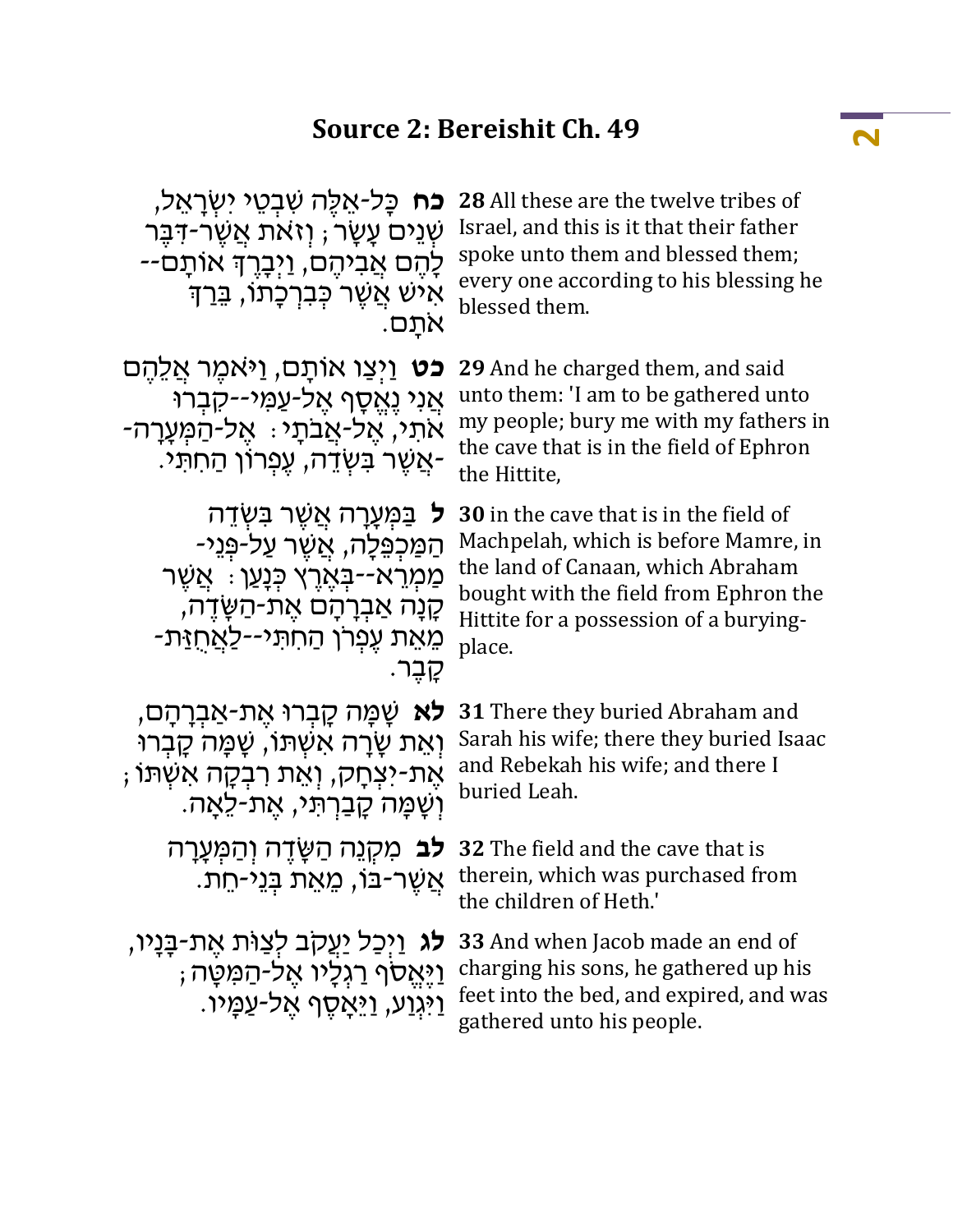## Source 2: Bereishit Ch. 49

**כח** כָּל-אֵלֶּה שִׁבְטֵי יִשְׂרָאֵל, שְׁנֵים עָשָׂר; וְזֹאת אֲשֶׁר-דִּבֶּר לָהֶם אֲבִיהֶם, וַיְבָרֶךְ אוֹתָם--אִישׁ אֲשֶׁר כְּבִרְכָתוֹ, בֵּרַךְ אֹתָם.

**28** All these are the twelve tribes of Israel, and this is it that their father spoke unto them and blessed them; every one according to his blessing he blessed them.

**כט** וַיְצַו אוֹתָם, וַיֹּאמֶר אֲלֵהֶם אֲנִי נֶאֱסָף אֶל-עַמִּי--קִבְרוּ אֹתִי, אֶל-אֲבֹתָי: אֶל-הַמְּעָרָה--אֲשֶׁר בִּשְׂדֵה, עֶפְרוֹן הַחִתִּי.

**29** And he charged them, and said unto them: 'I am to be gathered unto my people; bury me with my fathers in the cave that is in the field of Ephron the Hittite,

**ל** בַּמְּעָרָה אֲשֶׁר בִּשְׂדֵה הַמַּכְפֵּלָה, אֲשֶׁר עַל-פְּנֵי-מַמְרֵא--בְּאֶרֶץ כְּנָעַן: אֲשֶׁר קָנָה אַבְרָהָם אֶת-הַשָּׂדֶה, מֵאֵת עֶפְרֹן הַחִתִּי--לַאֲחֻזַּת-קָבֶר.

**30** in the cave that is in the field of Machpelah, which is before Mamre, in the land of Canaan, which Abraham bought with the field from Ephron the Hittite for a possession of a burying-place.

**לא** שָׁמָּה קָבְרוּ אֶת-אַבְרָהָם, וְאֵת שָׂרָה אִשְׁתּוֹ, שָׁמָּה קָבְרוּ אֶת-יִצְחָק, וְאֵת רִבְקָה אִשְׁתּוֹ; וְשָׁמָּה קָבַרְתִּי, אֶת-לֵאָה.

**31** There they buried Abraham and Sarah his wife; there they buried Isaac and Rebekah his wife; and there I buried Leah.

**לב** מִקְנֵה הַשָּׂדֶה וְהַמְּעָרָה אֲשֶׁר-בּוֹ, מֵאֵת בְּנֵי-חֵת.

**32** The field and the cave that is therein, which was purchased from the children of Heth.'

**לג** וַיְכַל יַעֲקֹב לְצַוֹּת אֶת-בָּנָיו, וַיֶּאֱסֹף רַגְלָיו אֶל-הַמִּטָּה; וַיִּגְוַע, וַיֵּאָסֶף אֶל-עַמָּיו.

**33** And when Jacob made an end of charging his sons, he gathered up his feet into the bed, and expired, and was gathered unto his people.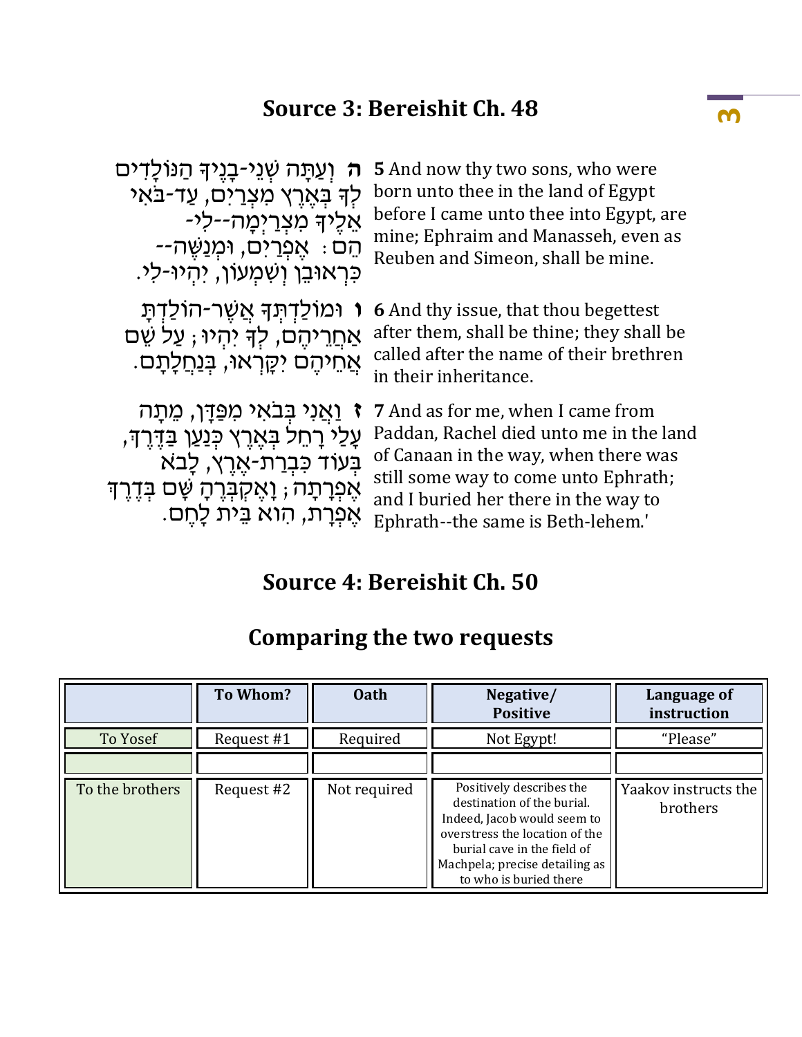## Source 3: Bereishit Ch. 48

| | |
|---|---|
| **ה** וְעַתָּה שְׁנֵי-בָנֶיךָ הַנּוֹלָדִים לְךָ בְּאֶרֶץ מִצְרַיִם, עַד-בֹּאִי אֵלֶיךָ מִצְרַיְמָה--לִי-הֵם: אֶפְרַיִם, וּמְנַשֶּׁה--כִּרְאוּבֵן וְשִׁמְעוֹן, יִהְיוּ-לִי. | **5** And now thy two sons, who were born unto thee in the land of Egypt before I came unto thee into Egypt, are mine; Ephraim and Manasseh, even as Reuben and Simeon, shall be mine. |
| **ו** וּמוֹלַדְתְּךָ אֲשֶׁר-הוֹלַדְתָּ אַחֲרֵיהֶם, לְךָ יִהְיוּ; עַל שֵׁם אֲחֵיהֶם יִקָּרְאוּ, בְּנַחֲלָתָם. | **6** And thy issue, that thou begettest after them, shall be thine; they shall be called after the name of their brethren in their inheritance. |
| **ז** וַאֲנִי בְּבֹאִי מִפַּדָּן, מֵתָה עָלַי רָחֵל בְּאֶרֶץ כְּנַעַן בַּדֶּרֶךְ, בְּעוֹד כִּבְרַת-אֶרֶץ, לָבֹא אֶפְרָתָה; וָאֶקְבְּרֶהָ שָּׁם בְּדֶרֶךְ אֶפְרָת, הִוא בֵּית לָחֶם. | **7** And as for me, when I came from Paddan, Rachel died unto me in the land of Canaan in the way, when there was still some way to come unto Ephrath; and I buried her there in the way to Ephrath--the same is Beth-lehem.' |

## Source 4: Bereishit Ch. 50

## Comparing the two requests

| | To Whom? | Oath | Negative/ Positive | Language of instruction |
|---|---|---|---|---|
| To Yosef | Request #1 | Required | Not Egypt! | "Please" |
| | | | | |
| To the brothers | Request #2 | Not required | Positively describes the destination of the burial. Indeed, Jacob would seem to overstress the location of the burial cave in the field of Machpela; precise detailing as to who is buried there | Yaakov instructs the brothers |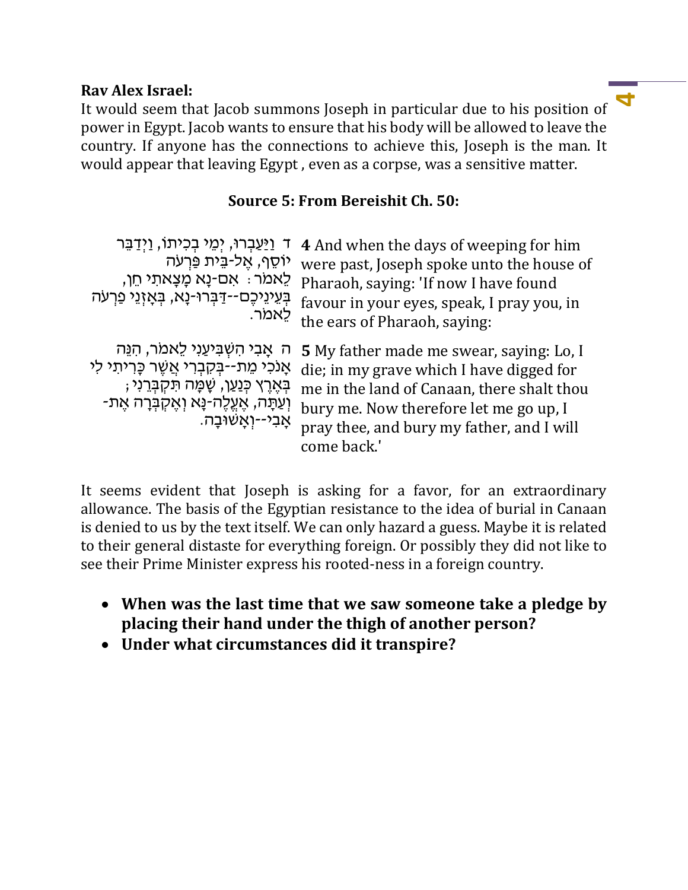**Rav Alex Israel:**

It would seem that Jacob summons Joseph in particular due to his position of power in Egypt. Jacob wants to ensure that his body will be allowed to leave the country. If anyone has the connections to achieve this, Joseph is the man. It would appear that leaving Egypt , even as a corpse, was a sensitive matter.

**Source 5: From Bereishit Ch. 50:**

| | |
|---|---|
| ד וַיַּעַבְרוּ, יְמֵי בְכִיתוֹ, וַיְדַבֵּר יוֹסֵף, אֶל-בֵּית פַּרְעֹה לֵאמֹר: אִם-נָא מָצָאתִי חֵן, בְּעֵינֵיכֶם--דַּבְּרוּ-נָא, בְּאָזְנֵי פַרְעֹה לֵאמֹר. | **4** And when the days of weeping for him were past, Joseph spoke unto the house of Pharaoh, saying: 'If now I have found favour in your eyes, speak, I pray you, in the ears of Pharaoh, saying: |
| ה אָבִי הִשְׁבִּיעַנִי לֵאמֹר, הִנֵּה אָנֹכִי מֵת--בְּקִבְרִי אֲשֶׁר כָּרִיתִי לִי בְּאֶרֶץ כְּנַעַן, שָׁמָּה תִּקְבְּרֵנִי; וְעַתָּה, אֶעֱלֶה-נָּא וְאֶקְבְּרָה אֶת-אָבִי--וְאָשׁוּבָה. | **5** My father made me swear, saying: Lo, I die; in my grave which I have digged for me in the land of Canaan, there shalt thou bury me. Now therefore let me go up, I pray thee, and bury my father, and I will come back.' |

It seems evident that Joseph is asking for a favor, for an extraordinary allowance. The basis of the Egyptian resistance to the idea of burial in Canaan is denied to us by the text itself. We can only hazard a guess. Maybe it is related to their general distaste for everything foreign. Or possibly they did not like to see their Prime Minister express his rooted-ness in a foreign country.

- **When was the last time that we saw someone take a pledge by placing their hand under the thigh of another person?**
- **Under what circumstances did it transpire?**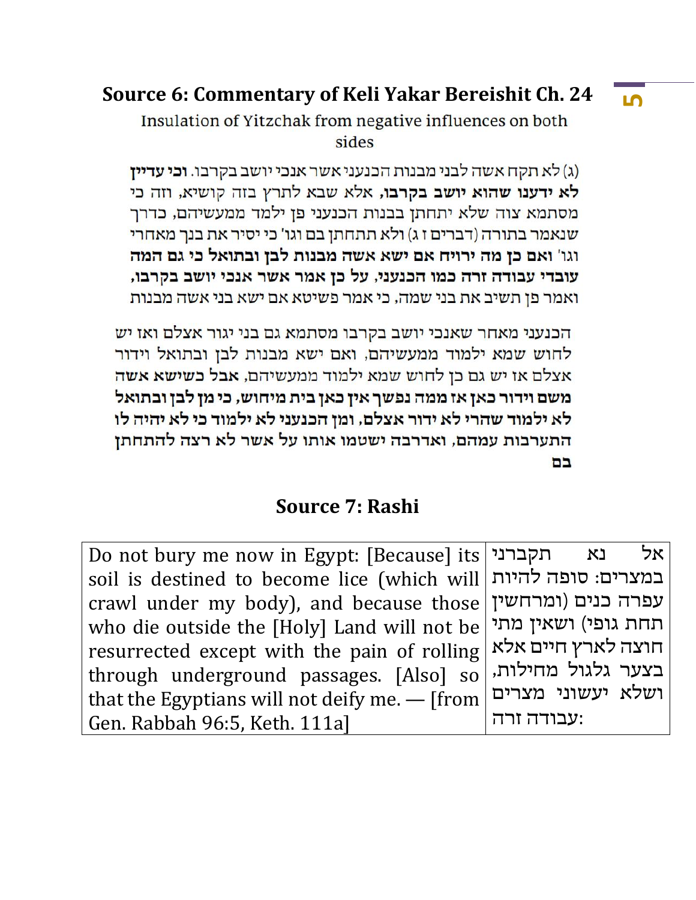## Source 6: Commentary of Keli Yakar Bereishit Ch. 24

Insulation of Yitzchak from negative influences on both sides

(ג) לא תקח אשה לבני מבנות הכנעני אשר אנכי יושב בקרבו. **וכי עדיין לא ידענו שהוא יושב בקרבו**, אלא שבא לתרץ בזה קושיא, וזה כי מסתמא צוה שלא יתחתן בבנות הכנעני פן ילמד ממעשיהם, כדרך שנאמר בתורה (דברים ז ג) ולא תתחתן בם וגו' כי יסיר את בנך מאחרי וגו' **ואם כן מה ירויח אם ישא אשה מבנות לבן ובתואל כי גם המה עובדי עבודה זרה כמו הכנעני, על כן אמר אשר אנכי יושב בקרבו,** ואמר פן תשיב את בני שמה, כי אמר פשיטא אם ישא בני אשה מבנות

הכנעני מאחר שאנכי יושב בקרבו מסתמא גם בני יגור אצלם ואז יש לחוש שמא ילמוד ממעשיהם, ואם ישא מבנות לבן ובתואל וידור אצלם אז יש גם כן לחוש שמא ילמוד ממעשיהם, **אבל כשישא אשה משם וידור כאן אז ממה נפשך אין כאן בית מיחוש, כי מן לבן ובתואל לא ילמוד שהרי לא ידור אצלם, ומן הכנעני לא ילמוד כי לא יהיה לו התערבות עמהם, ואדרבה ישטמו אותו על אשר לא רצה להתחתן בם**

## Source 7: Rashi

| | |
|---|---|
| Do not bury me now in Egypt: [Because] its soil is destined to become lice (which will crawl under my body), and because those who die outside the [Holy] Land will not be resurrected except with the pain of rolling through underground passages. [Also] so that the Egyptians will not deify me. — [from Gen. Rabbah 96:5, Keth. 111a] | אל נא תקברני במצרים: סופה להיות עפרה כנים (ומרחשין תחת גופי) ושאין מתי חוצה לארץ חיים אלא בצער גלגול מחילות, ושלא יעשוני מצרים עבודה זרה: |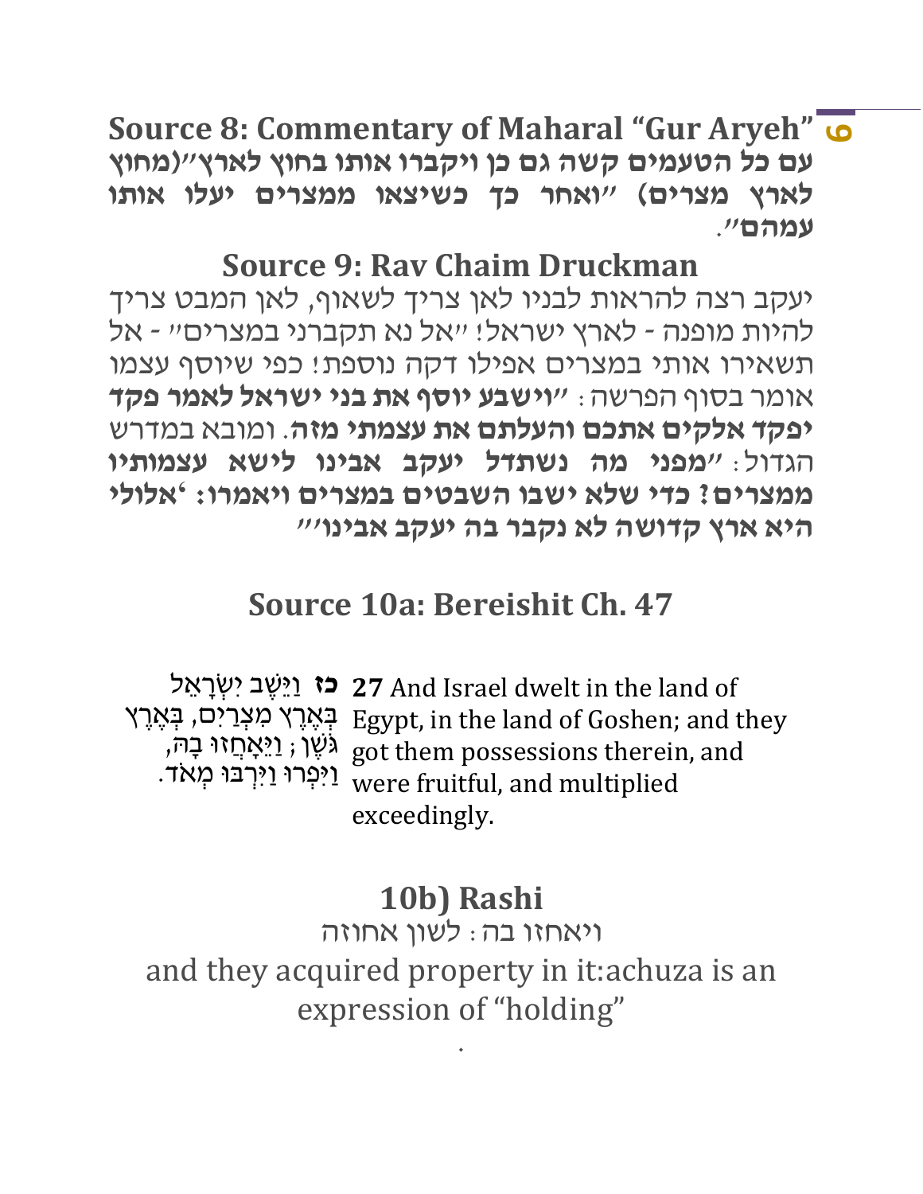## Source 8: Commentary of Maharal "Gur Aryeh"

**עם כל הטעמים קשה גם כן ויקברו אותו בחוץ לארץ"(מחוץ לארץ מצרים) "ואחר כך כשיצאו ממצרים יעלו אותו עמהם".**

## Source 9: Rav Chaim Druckman

יעקב רצה להראות לבניו לאן צריך לשאוף, לאן המבט צריך להיות מופנה - לארץ ישראל! "אל נא תקברני במצרים" - אל תשאירו אותי במצרים אפילו דקה נוספת! כפי שיוסף עצמו אומר בסוף הפרשה: **"וישבע יוסף את בני ישראל לאמר פקד יפקד אלקים אתכם והעלתם את עצמתי מזה**. ומובא במדרש הגדול: **"מפני מה נשתדל יעקב אבינו לישא עצמותיו ממצרים? כדי שלא ישבו השבטים במצרים ויאמרו: 'אלולי היא ארץ קדושה לא נקבר בה יעקב אבינו'"**

## Source 10a: Bereishit Ch. 47

| | |
|---|---|
| **כז** וַיֵּשֶׁב יִשְׂרָאֵל בְּאֶרֶץ מִצְרַיִם, בְּאֶרֶץ גֹּשֶׁן; וַיֵּאָחֲזוּ בָהּ, וַיִּפְרוּ וַיִּרְבּוּ מְאֹד. | **27** And Israel dwelt in the land of Egypt, in the land of Goshen; and they got them possessions therein, and were fruitful, and multiplied exceedingly. |

## 10b) Rashi

ויאחזו בה: לשון אחוזה

and they acquired property in it:achuza is an expression of "holding"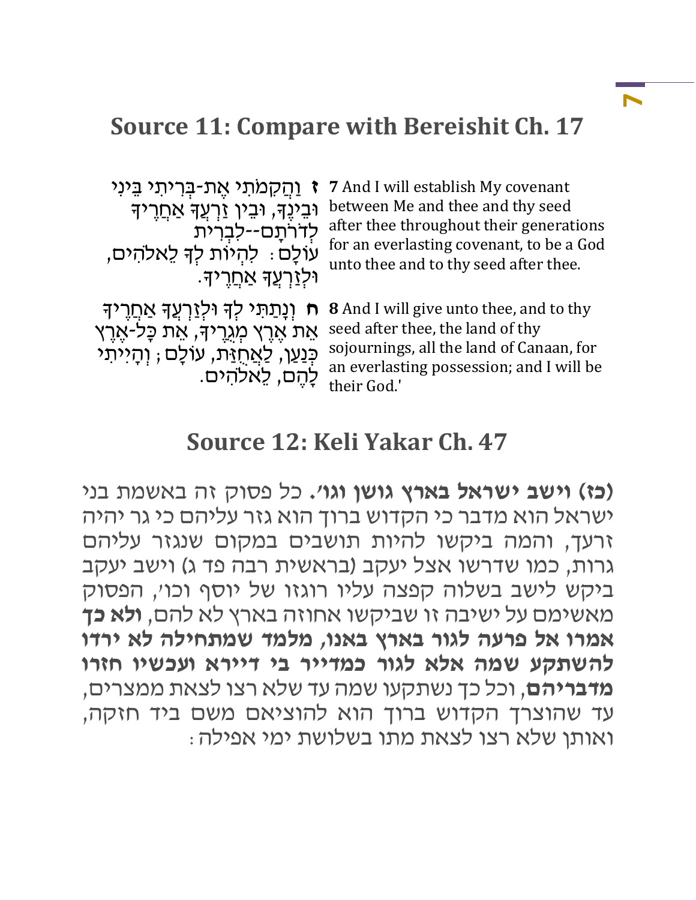## Source 11: Compare with Bereishit Ch. 17

| | |
|---|---|
| **ז** וַהֲקִמֹתִי אֶת-בְּרִיתִי בֵּינִי וּבֵינֶךָ, וּבֵין זַרְעֲךָ אַחֲרֶיךָ לְדֹרֹתָם--לִבְרִית עוֹלָם: לִהְיוֹת לְךָ לֵאלֹהִים, וּלְזַרְעֲךָ אַחֲרֶיךָ. | **7** And I will establish My covenant between Me and thee and thy seed after thee throughout their generations for an everlasting covenant, to be a God unto thee and to thy seed after thee. |
| **ח** וְנָתַתִּי לְךָ וּלְזַרְעֲךָ אַחֲרֶיךָ אֵת אֶרֶץ מְגֻרֶיךָ, אֵת כָּל-אֶרֶץ כְּנַעַן, לַאֲחֻזַּת, עוֹלָם; וְהָיִיתִי לָהֶם, לֵאלֹהִים. | **8** And I will give unto thee, and to thy seed after thee, the land of thy sojournings, all the land of Canaan, for an everlasting possession; and I will be their God.' |

## Source 12: Keli Yakar Ch. 47

**(כז) וישב ישראל בארץ גושן וגו'.** כל פסוק זה באשמת בני ישראל הוא מדבר כי הקדוש ברוך הוא גזר עליהם כי גר יהיה זרעך, והמה ביקשו להיות תושבים במקום שנגזר עליהם גרות, כמו שדרשו אצל יעקב (בראשית רבה פד ג) וישב יעקב ביקש לישב בשלוה קפצה עליו רוגזו של יוסף וכו', הפסוק מאשימם על ישיבה זו שביקשו אחוזה בארץ לא להם, **ולא כך אמרו אל פרעה לגור בארץ באנו, מלמד שמתחילה לא ירדו להשתקע שמה אלא לגור כמדייר בי דיירא ועכשיו חזרו מדבריהם**, וכל כך נשתקעו שמה עד שלא רצו לצאת ממצרים, עד שהוצרך הקדוש ברוך הוא להוציאם משם ביד חזקה, ואותן שלא רצו לצאת מתו בשלושת ימי אפילה: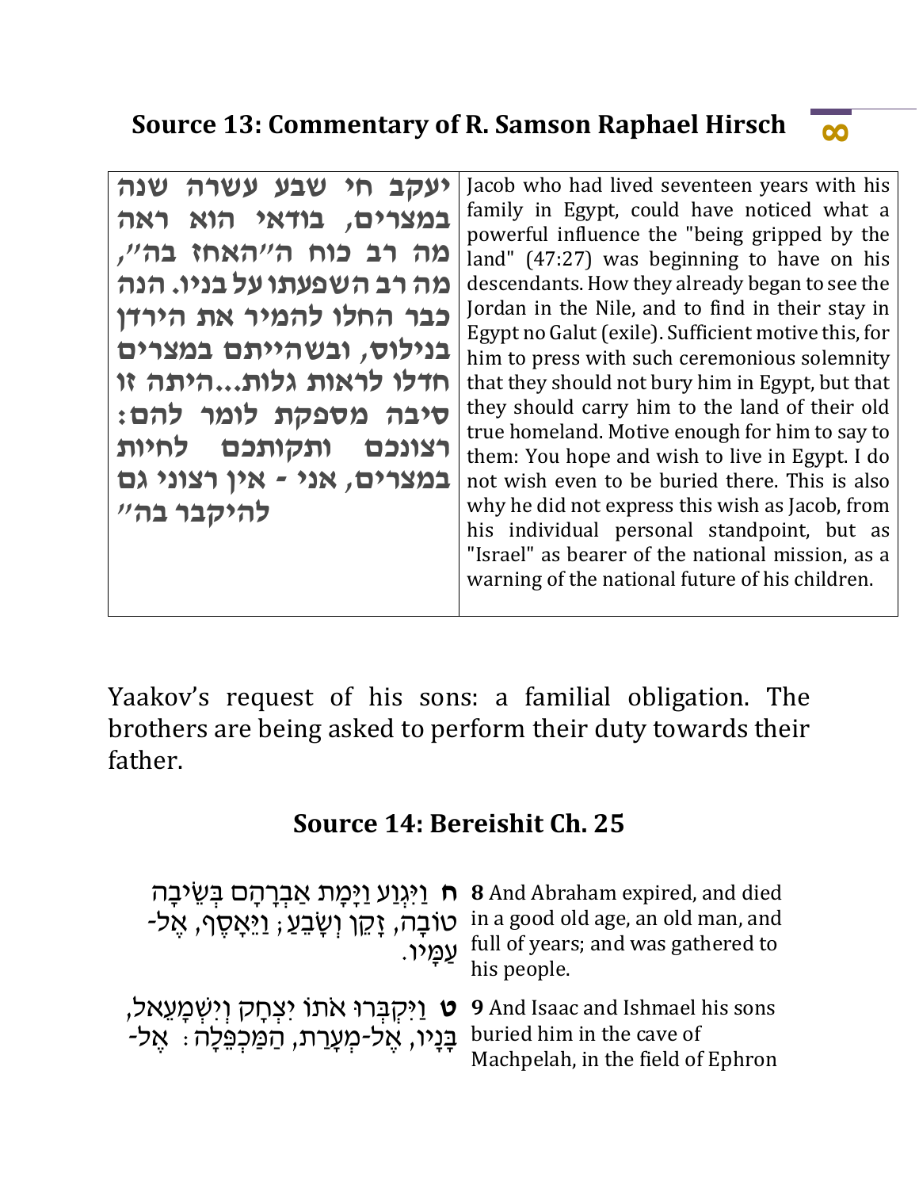## Source 13: Commentary of R. Samson Raphael Hirsch

| | |
|---|---|
| יעקב חי שבע עשרה שנה במצרים, בודאי הוא ראה מה רב כוח ה"האחז בה", מה רב השפעתו על בניו. הנה כבר החלו להמיר את הירדן בנילוס, ובשהייתם במצרים חדלו לראות גלות...היתה זו סיבה מספקת לומר להם: רצונכם ותקותכם לחיות במצרים, אני - אין רצוני גם להיקבר בה" | Jacob who had lived seventeen years with his family in Egypt, could have noticed what a powerful influence the "being gripped by the land" (47:27) was beginning to have on his descendants. How they already began to see the Jordan in the Nile, and to find in their stay in Egypt no Galut (exile). Sufficient motive this, for him to press with such ceremonious solemnity that they should not bury him in Egypt, but that they should carry him to the land of their old true homeland. Motive enough for him to say to them: You hope and wish to live in Egypt. I do not wish even to be buried there. This is also why he did not express this wish as Jacob, from his individual personal standpoint, but as "Israel" as bearer of the national mission, as a warning of the national future of his children. |

Yaakov's request of his sons: a familial obligation. The brothers are being asked to perform their duty towards their father.

## Source 14: Bereishit Ch. 25

| | |
|---|---|
| **ח** וַיִּגְוַע וַיָּמָת אַבְרָהָם בְּשֵׂיבָה טוֹבָה, זָקֵן וְשָׂבֵעַ; וַיֵּאָסֶף, אֶל-עַמָּיו. | **8** And Abraham expired, and died in a good old age, an old man, and full of years; and was gathered to his people. |
| **ט** וַיִּקְבְּרוּ אֹתוֹ יִצְחָק וְיִשְׁמָעֵאל, בָּנָיו, אֶל-מְעָרַת, הַמַּכְפֵּלָה: אֶל- | **9** And Isaac and Ishmael his sons buried him in the cave of Machpelah, in the field of Ephron |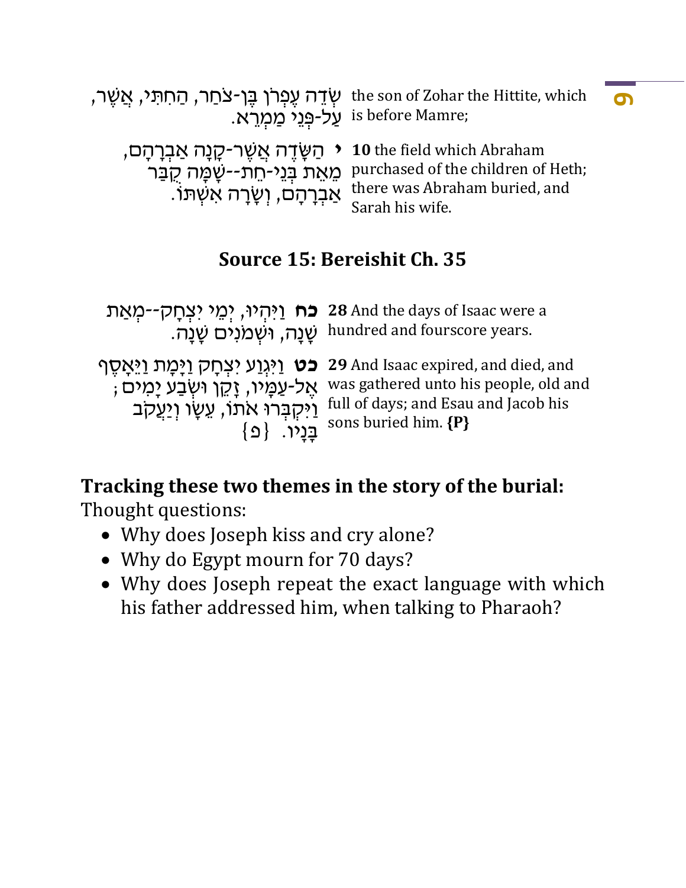שְׂדֵה עֶפְרֹן בֶּן-צֹחַר, הַחִתִּי, אֲשֶׁר, עַל-פְּנֵי מַמְרֵא.

the son of Zohar the Hittite, which is before Mamre;

**י** הַשָּׂדֶה אֲשֶׁר-קָנָה אַבְרָהָם, מֵאֵת בְּנֵי-חֵת--שָׁמָּה קֻבַּר אַבְרָהָם, וְשָׂרָה אִשְׁתּוֹ.

**10** the field which Abraham purchased of the children of Heth; there was Abraham buried, and Sarah his wife.

## Source 15: Bereishit Ch. 35

**כח** וַיִּהְיוּ, יְמֵי יִצְחָק--מְאַת שָׁנָה, וּשְׁמֹנִים שָׁנָה.

**28** And the days of Isaac were a hundred and fourscore years.

**כט** וַיִּגְוַע יִצְחָק וַיָּמָת וַיֵּאָסֶף אֶל-עַמָּיו, זָקֵן וּשְׂבַע יָמִים; וַיִּקְבְּרוּ אֹתוֹ, עֵשָׂו וְיַעֲקֹב בָּנָיו. {פ}

**29** And Isaac expired, and died, and was gathered unto his people, old and full of days; and Esau and Jacob his sons buried him. **{P}**

**Tracking these two themes in the story of the burial:**

Thought questions:

- Why does Joseph kiss and cry alone?
- Why do Egypt mourn for 70 days?
- Why does Joseph repeat the exact language with which his father addressed him, when talking to Pharaoh?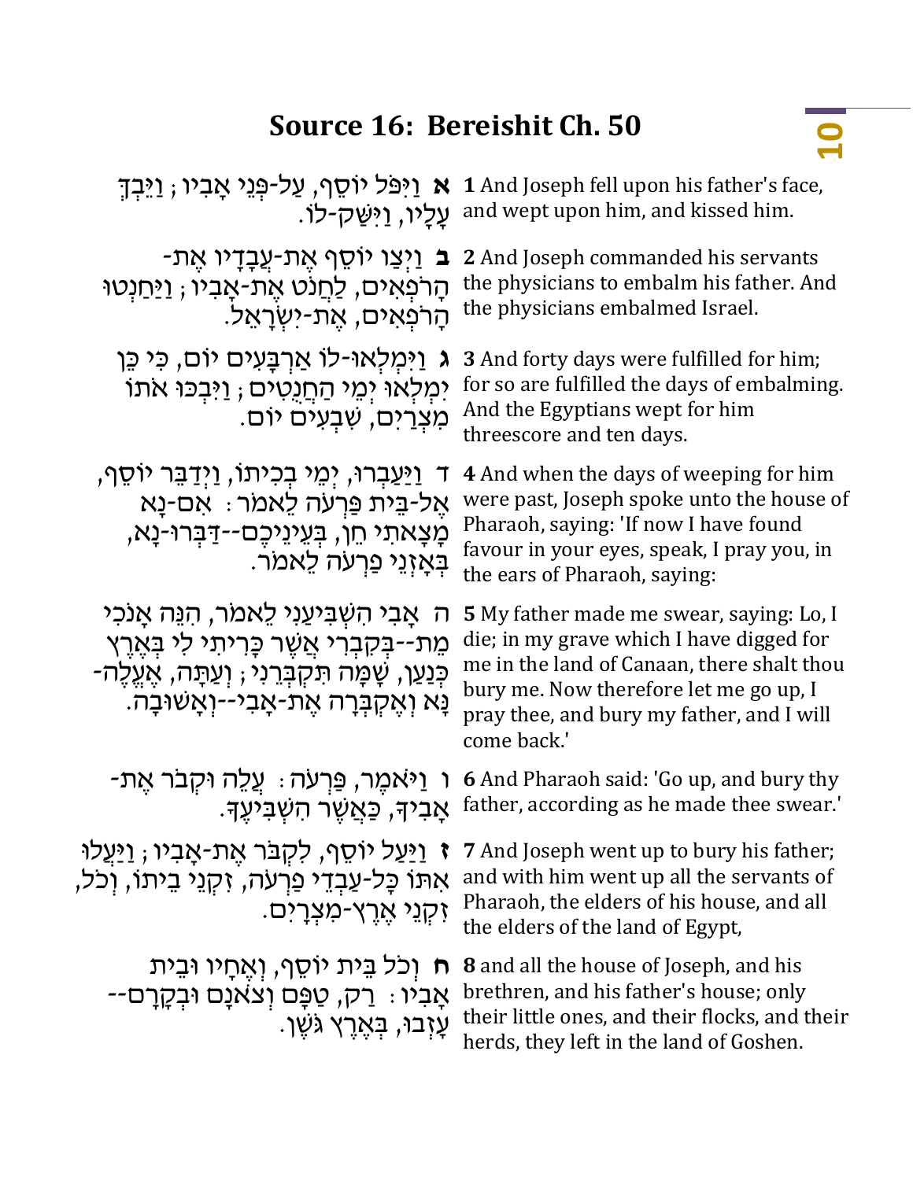# Source 16: Bereishit Ch. 50

| | |
|---|---|
| **א** וַיִּפֹּל יוֹסֵף, עַל-פְּנֵי אָבִיו; וַיֵּבְךְּ עָלָיו, וַיִּשַּׁק-לוֹ. | **1** And Joseph fell upon his father's face, and wept upon him, and kissed him. |
| **ב** וַיְצַו יוֹסֵף אֶת-עֲבָדָיו אֶת-הָרֹפְאִים, לַחֲנֹט אֶת-אָבִיו; וַיַּחַנְטוּ הָרֹפְאִים, אֶת-יִשְׂרָאֵל. | **2** And Joseph commanded his servants the physicians to embalm his father. And the physicians embalmed Israel. |
| **ג** וַיִּמְלְאוּ-לוֹ אַרְבָּעִים יוֹם, כִּי כֵּן יִמְלְאוּ יְמֵי הַחֲנֻטִים; וַיִּבְכּוּ אֹתוֹ מִצְרַיִם, שִׁבְעִים יוֹם. | **3** And forty days were fulfilled for him; for so are fulfilled the days of embalming. And the Egyptians wept for him threescore and ten days. |
| **ד** וַיַּעַבְרוּ, יְמֵי בְכִיתוֹ, וַיְדַבֵּר יוֹסֵף, אֶל-בֵּית פַּרְעֹה לֵאמֹר: אִם-נָא מָצָאתִי חֵן, בְּעֵינֵיכֶם--דַּבְּרוּ-נָא, בְּאָזְנֵי פַרְעֹה לֵאמֹר. | **4** And when the days of weeping for him were past, Joseph spoke unto the house of Pharaoh, saying: 'If now I have found favour in your eyes, speak, I pray you, in the ears of Pharaoh, saying: |
| **ה** אָבִי הִשְׁבִּיעַנִי לֵאמֹר, הִנֵּה אָנֹכִי מֵת--בְּקִבְרִי אֲשֶׁר כָּרִיתִי לִי בְּאֶרֶץ כְּנַעַן, שָׁמָּה תִּקְבְּרֵנִי; וְעַתָּה, אֶעֱלֶה-נָּא וְאֶקְבְּרָה אֶת-אָבִי--וְאָשׁוּבָה. | **5** My father made me swear, saying: Lo, I die; in my grave which I have digged for me in the land of Canaan, there shalt thou bury me. Now therefore let me go up, I pray thee, and bury my father, and I will come back.' |
| **ו** וַיֹּאמֶר, פַּרְעֹה: עֲלֵה וּקְבֹר אֶת-אָבִיךָ, כַּאֲשֶׁר הִשְׁבִּיעֶךָ. | **6** And Pharaoh said: 'Go up, and bury thy father, according as he made thee swear.' |
| **ז** וַיַּעַל יוֹסֵף, לִקְבֹּר אֶת-אָבִיו; וַיַּעֲלוּ אִתּוֹ כָּל-עַבְדֵי פַרְעֹה, זִקְנֵי בֵיתוֹ, וְכֹל, זִקְנֵי אֶרֶץ-מִצְרָיִם. | **7** And Joseph went up to bury his father; and with him went up all the servants of Pharaoh, the elders of his house, and all the elders of the land of Egypt, |
| **ח** וְכֹל בֵּית יוֹסֵף, וְאֶחָיו וּבֵית אָבִיו: רַק, טַפָּם וְצֹאנָם וּבְקָרָם--עָזְבוּ, בְּאֶרֶץ גֹּשֶׁן. | **8** and all the house of Joseph, and his brethren, and his father's house; only their little ones, and their flocks, and their herds, they left in the land of Goshen. |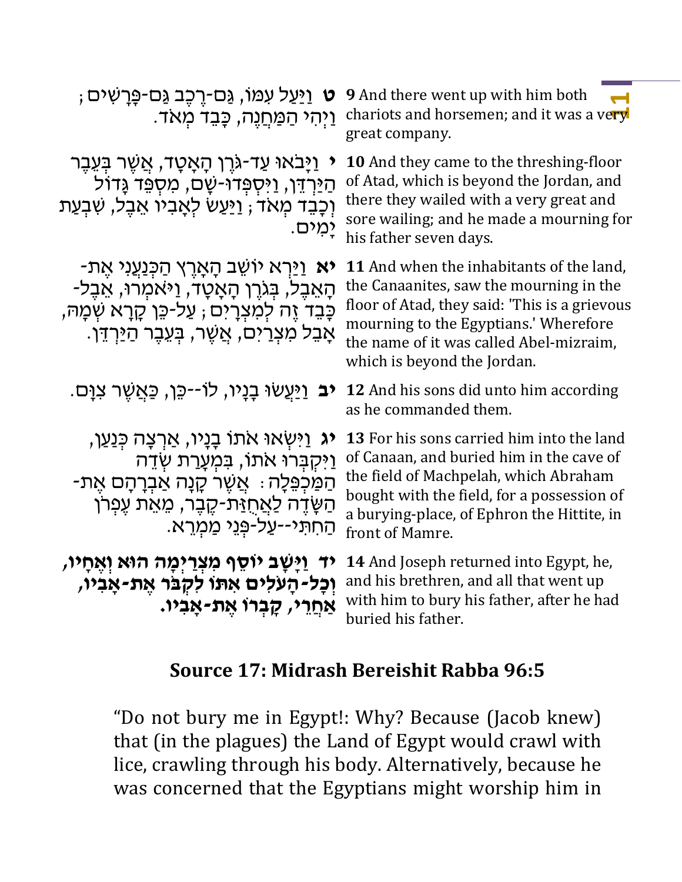| | |
|---|---|
| **ט** וַיַּעַל עִמּוֹ, גַּם-רֶכֶב גַּם-פָּרָשִׁים; וַיְהִי הַמַּחֲנֶה, כָּבֵד מְאֹד. | **9** And there went up with him both chariots and horsemen; and it was a very great company. |
| **י** וַיָּבֹאוּ עַד-גֹּרֶן הָאָטָד, אֲשֶׁר בְּעֵבֶר הַיַּרְדֵּן, וַיִּסְפְּדוּ-שָׁם, מִסְפֵּד גָּדוֹל וְכָבֵד מְאֹד; וַיַּעַשׂ לְאָבִיו אֵבֶל, שִׁבְעַת יָמִים. | **10** And they came to the threshing-floor of Atad, which is beyond the Jordan, and there they wailed with a very great and sore wailing; and he made a mourning for his father seven days. |
| **יא** וַיַּרְא יוֹשֵׁב הָאָרֶץ הַכְּנַעֲנִי אֶת-הָאֵבֶל, בְּגֹרֶן הָאָטָד, וַיֹּאמְרוּ, אֵבֶל-כָּבֵד זֶה לְמִצְרָיִם; עַל-כֵּן קָרָא שְׁמָהּ, אָבֵל מִצְרַיִם, אֲשֶׁר, בְּעֵבֶר הַיַּרְדֵּן. | **11** And when the inhabitants of the land, the Canaanites, saw the mourning in the floor of Atad, they said: 'This is a grievous mourning to the Egyptians.' Wherefore the name of it was called Abel-mizraim, which is beyond the Jordan. |
| **יב** וַיַּעֲשׂוּ בָנָיו, לוֹ--כֵּן, כַּאֲשֶׁר צִוָּם. | **12** And his sons did unto him according as he commanded them. |
| **יג** וַיִּשְׂאוּ אֹתוֹ בָנָיו, אַרְצָה כְּנַעַן, וַיִּקְבְּרוּ אֹתוֹ, בִּמְעָרַת שְׂדֵה הַמַּכְפֵּלָה: אֲשֶׁר קָנָה אַבְרָהָם אֶת-הַשָּׂדֶה לַאֲחֻזַּת-קֶבֶר, מֵאֵת עֶפְרֹן הַחִתִּי--עַל-פְּנֵי מַמְרֵא. | **13** For his sons carried him into the land of Canaan, and buried him in the cave of the field of Machpelah, which Abraham bought with the field, for a possession of a burying-place, of Ephron the Hittite, in front of Mamre. |
| **יד וַיָּשָׁב יוֹסֵף מִצְרַיְמָה הוּא וְאֶחָיו, וְכָל-הָעֹלִים אִתּוֹ לִקְבֹּר אֶת-אָבִיו, אַחֲרֵי, קָבְרוֹ אֶת-אָבִיו.** | **14** And Joseph returned into Egypt, he, and his brethren, and all that went up with him to bury his father, after he had buried his father. |

## Source 17: Midrash Bereishit Rabba 96:5

"Do not bury me in Egypt!: Why? Because (Jacob knew) that (in the plagues) the Land of Egypt would crawl with lice, crawling through his body. Alternatively, because he was concerned that the Egyptians might worship him in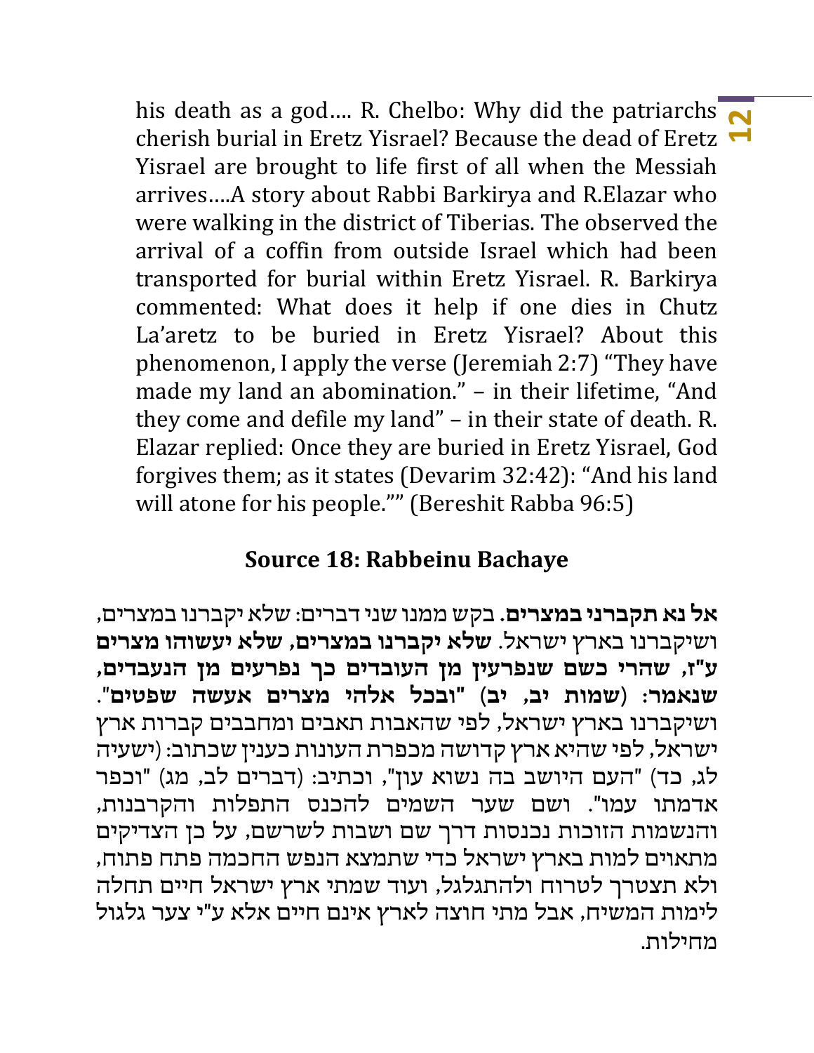his death as a god…. R. Chelbo: Why did the patriarchs cherish burial in Eretz Yisrael? Because the dead of Eretz Yisrael are brought to life first of all when the Messiah arrives….A story about Rabbi Barkirya and R.Elazar who were walking in the district of Tiberias. The observed the arrival of a coffin from outside Israel which had been transported for burial within Eretz Yisrael. R. Barkirya commented: What does it help if one dies in Chutz La'aretz to be buried in Eretz Yisrael? About this phenomenon, I apply the verse (Jeremiah 2:7) "They have made my land an abomination." – in their lifetime, "And they come and defile my land" – in their state of death. R. Elazar replied: Once they are buried in Eretz Yisrael, God forgives them; as it states (Devarim 32:42): "And his land will atone for his people."" (Bereshit Rabba 96:5)

## Source 18: Rabbeinu Bachaye

**אל נא תקברני במצרים**. בקש ממנו שני דברים: שלא יקברנו במצרים, ושיקברנו בארץ ישראל. **שלא יקברנו במצרים, שלא יעשוהו מצרים ע"ז, שהרי כשם שנפרעין מן העובדים כך נפרעים מן הנעבדים, שנאמר: (שמות יב, יב) "ובכל אלהי מצרים אעשה שפטים"**. ושיקברנו בארץ ישראל, לפי שהאבות תאבים ומחבבים קברות ארץ ישראל, לפי שהיא ארץ קדושה מכפרת העונות כענין שכתוב: (ישעיה לג, כד) "העם היושב בה נשוא עון", וכתיב: (דברים לב, מג) "וכפר אדמתו עמו". ושם שער השמים להכנס התפלות והקרבנות, והנשמות הזוכות נכנסות דרך שם ושבות לשרשם, על כן הצדיקים מתאוים למות בארץ ישראל כדי שתמצא הנפש החכמה פתח פתוח, ולא תצטרך לטרוח ולהתגלגל, ועוד שמתי ארץ ישראל חיים תחלה לימות המשיח, אבל מתי חוצה לארץ אינם חיים אלא ע"י צער גלגול מחילות.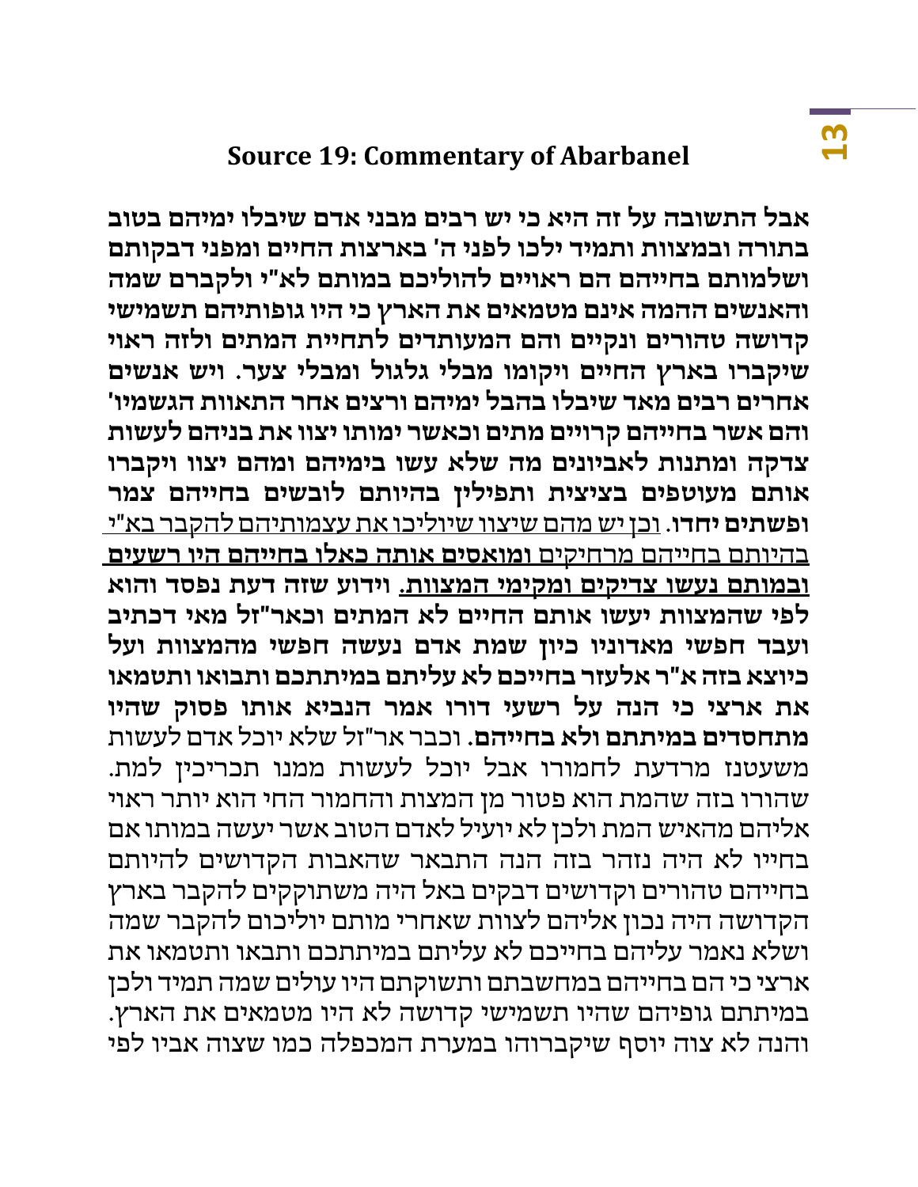## Source 19: Commentary of Abarbanel

**אבל התשובה על זה היא כי יש רבים מבני אדם שיבלו ימיהם בטוב בתורה ובמצוות ותמיד ילכו לפני ה' בארצות החיים ומפני דבקותם ושלמותם בחייהם הם ראויים להוליכם במותם לא"י ולקברם שמה והאנשים ההמה אינם מטמאים את הארץ כי היו גופותיהם תשמישי קדושה טהורים ונקיים והם המעותדים לתחיית המתים ולזה ראוי שיקברו בארץ החיים ויקומו מבלי גלגול ומבלי צער. ויש אנשים אחרים רבים מאד שיבלו בהבל ימיהם ורצים אחר התאוות הגשמיו' והם אשר בחייהם קרויים מתים וכאשר ימותו יצוו את בניהם לעשות צדקה ומתנות לאביונים מה שלא עשו בימיהם ומהם יצוו ויקברו אותם מעוטפים בציצית ותפילין בהיותם לובשים בחייהם צמר ופשתים יחדו.** <u>וכן יש מהם שיצוו שיוליכו את עצמותיהם להקבר בא"י בהיותם בחייהם מרחיקים</u> **<u>ומואסים אותה כאלו בחייהם היו רשעים ובמותם נעשו צדיקים ומקימי המצוות.</u> וידוע שזה דעת נפסד והוא לפי שהמצוות יעשו אותם החיים לא המתים וכאר"זל מאי דכתיב ועבד חפשי מאדוניו כיון שמת אדם נעשה חפשי מהמצוות ועל כיוצא בזה א"ר אלעזר בחייכם לא עליתם במיתתכם ותבואו ותטמאו את ארצי כי הנה על רשעי דורו אמר הנביא אותו פסוק שהיו מתחסדים במיתתם ולא בחייהם.** וכבר אר"זל שלא יוכל אדם לעשות משעטנז מרדעת לחמורו אבל יוכל לעשות ממנו תכריכין למת. שהורו בזה שהמת הוא פטור מן המצות והחמור החי הוא יותר ראוי אליהם מהאיש המת ולכן לא יועיל לאדם הטוב אשר יעשה במותו אם בחייו לא היה נזהר בזה הנה התבאר שהאבות הקדושים להיותם בחייהם טהורים וקדושים דבקים באל היה משתוקקים להקבר בארץ הקדושה היה נכון אליהם לצוות שאחרי מותם יוליכום להקבר שמה ושלא נאמר עליהם בחייכם לא עליתם במיתתכם ותבאו ותטמאו את ארצי כי הם בחייהם במחשבתם ותשוקתם היו עולים שמה תמיד ולכן במיתתם גופיהם שהיו תשמישי קדושה לא היו מטמאים את הארץ. והנה לא צוה יוסף שיקברוהו במערת המכפלה כמו שצוה אביו לפי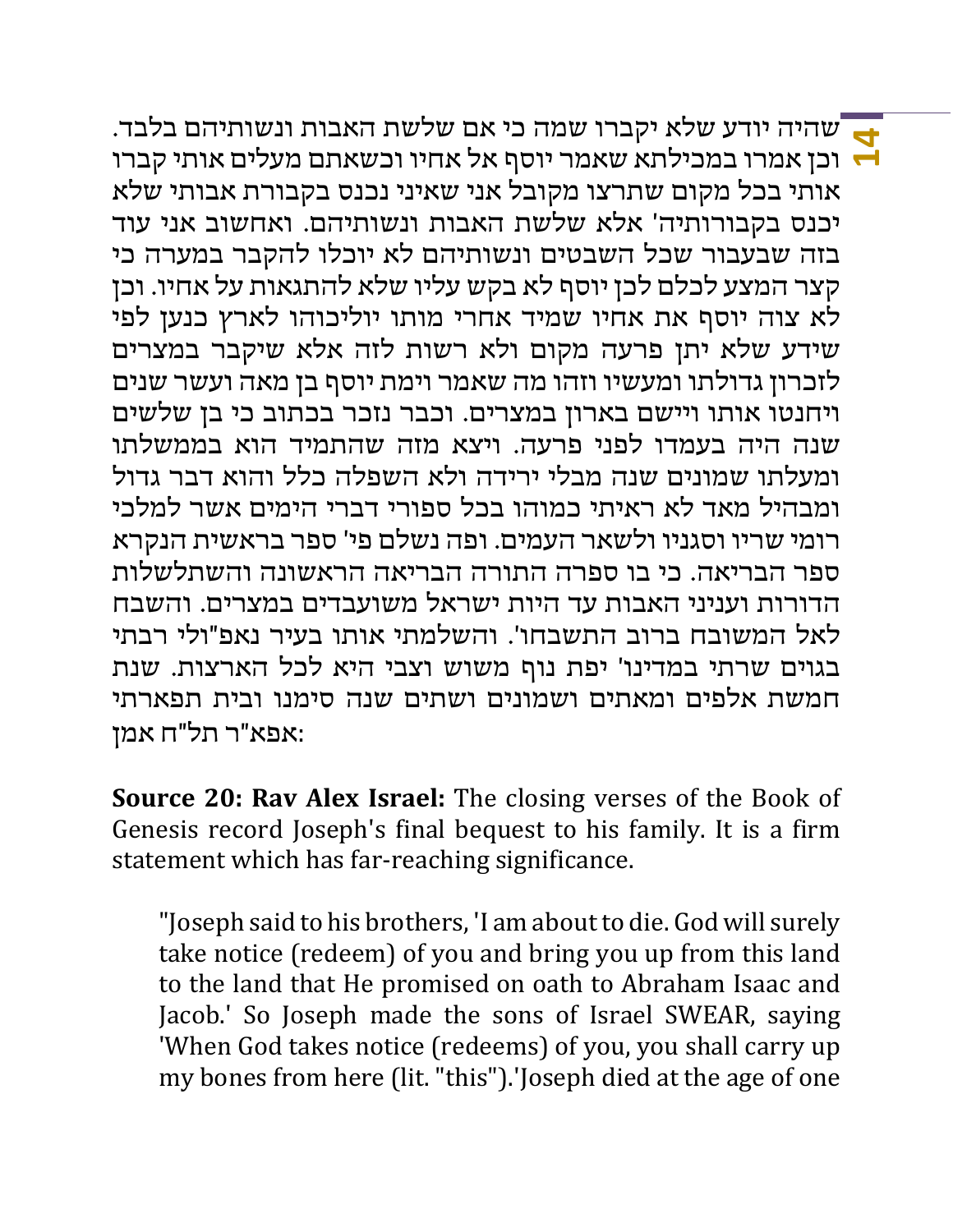שהיה יודע שלא יקברו שמה כי אם שלשת האבות ונשותיהם בלבד. וכן אמרו במכילתא שאמר יוסף אל אחיו וכשאתם מעלים אותי קברו אותי בכל מקום שתרצו מקובל אני שאיני נכנס בקבורת אבותי שלא יכנס בקבורותיה' אלא שלשת האבות ונשותיהם. ואחשוב אני עוד בזה שבעבור שכל השבטים ונשותיהם לא יוכלו להקבר במערה כי קצר המצע לכלם לכן יוסף לא בקש עליו שלא להתגאות על אחיו. וכן לא צוה יוסף את אחיו שמיד אחרי מותו יוליכוהו לארץ כנען לפי שידע שלא יתן פרעה מקום ולא רשות לזה אלא שיקבר במצרים לזכרון גדולתו ומעשיו וזהו מה שאמר וימת יוסף בן מאה ועשר שנים ויחנטו אותו ויישם בארון במצרים. וכבר נזכר בכתוב כי בן שלשים שנה היה בעמדו לפני פרעה. ויצא מזה שהתמיד הוא בממשלתו ומעלתו שמונים שנה מבלי ירידה ולא השפלה כלל והוא דבר גדול ומבהיל מאד לא ראיתי כמוהו בכל ספורי דברי הימים אשר למלכי רומי שריו וסגניו ולשאר העמים. ופה נשלם פי' ספר בראשית הנקרא ספר הבריאה. כי בו ספרה התורה הבריאה הראשונה והשתלשלות הדורות ועניני האבות עד היות ישראל משועבדים במצרים. והשבח לאל המשובח ברוב התשבחו'. והשלמתי אותו בעיר נאפ"ולי רבתי בגוים שרתי במדינו' יפת נוף משוש וצבי היא לכל הארצות. שנת חמשת אלפים ומאתים ושמונים ושתים שנה סימנו ובית תפארתי אפא"ר תל"ח אמן:

**Source 20: Rav Alex Israel:** The closing verses of the Book of Genesis record Joseph's final bequest to his family. It is a firm statement which has far-reaching significance.

> "Joseph said to his brothers, 'I am about to die. God will surely take notice (redeem) of you and bring you up from this land to the land that He promised on oath to Abraham Isaac and Jacob.' So Joseph made the sons of Israel SWEAR, saying 'When God takes notice (redeems) of you, you shall carry up my bones from here (lit. "this").'Joseph died at the age of one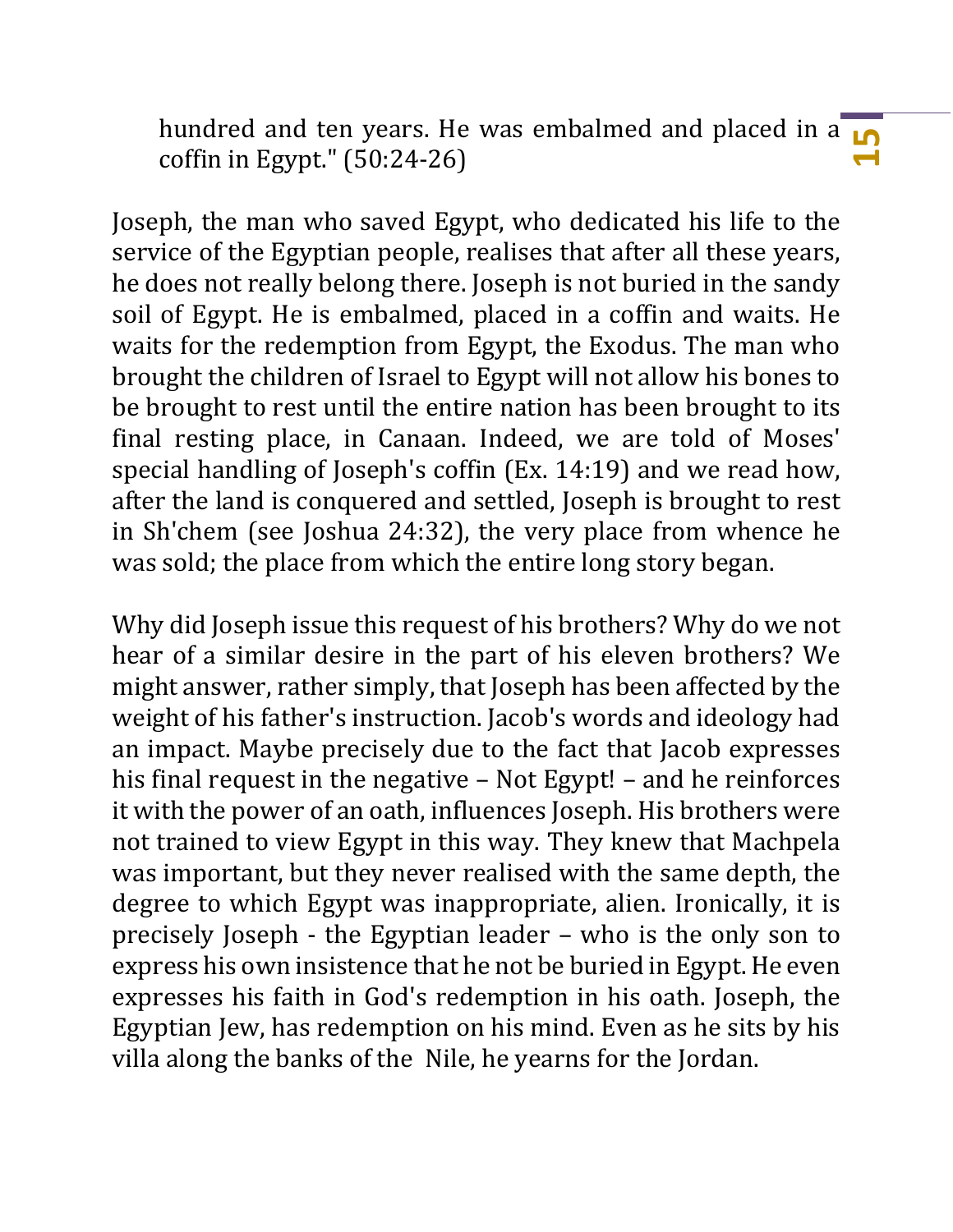hundred and ten years. He was embalmed and placed in a coffin in Egypt." (50:24-26)

Joseph, the man who saved Egypt, who dedicated his life to the service of the Egyptian people, realises that after all these years, he does not really belong there. Joseph is not buried in the sandy soil of Egypt. He is embalmed, placed in a coffin and waits. He waits for the redemption from Egypt, the Exodus. The man who brought the children of Israel to Egypt will not allow his bones to be brought to rest until the entire nation has been brought to its final resting place, in Canaan. Indeed, we are told of Moses' special handling of Joseph's coffin (Ex. 14:19) and we read how, after the land is conquered and settled, Joseph is brought to rest in Sh'chem (see Joshua 24:32), the very place from whence he was sold; the place from which the entire long story began.

Why did Joseph issue this request of his brothers? Why do we not hear of a similar desire in the part of his eleven brothers? We might answer, rather simply, that Joseph has been affected by the weight of his father's instruction. Jacob's words and ideology had an impact. Maybe precisely due to the fact that Jacob expresses his final request in the negative – Not Egypt! – and he reinforces it with the power of an oath, influences Joseph. His brothers were not trained to view Egypt in this way. They knew that Machpela was important, but they never realised with the same depth, the degree to which Egypt was inappropriate, alien. Ironically, it is precisely Joseph - the Egyptian leader – who is the only son to express his own insistence that he not be buried in Egypt. He even expresses his faith in God's redemption in his oath. Joseph, the Egyptian Jew, has redemption on his mind. Even as he sits by his villa along the banks of the Nile, he yearns for the Jordan.